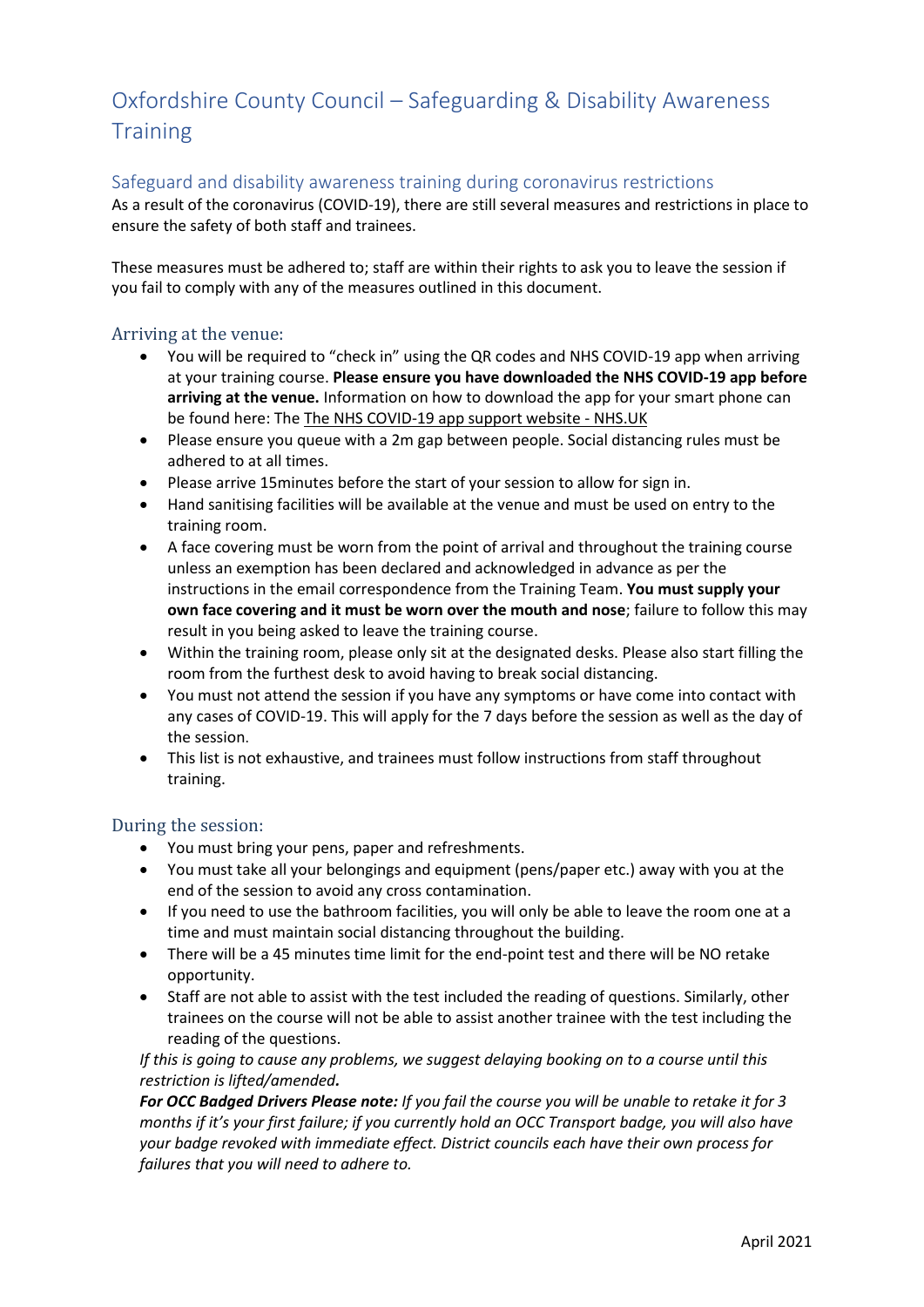# Oxfordshire County Council – Safeguarding & Disability Awareness Training

## Safeguard and disability awareness training during coronavirus restrictions

As a result of the coronavirus (COVID-19), there are still several measures and restrictions in place to ensure the safety of both staff and trainees.

These measures must be adhered to; staff are within their rights to ask you to leave the session if you fail to comply with any of the measures outlined in this document.

### Arriving at the venue:

- You will be required to "check in" using the QR codes and NHS COVID-19 app when arriving at your training course. **Please ensure you have downloaded the NHS COVID-19 app before arriving at the venue.** Information on how to download the app for your smart phone can be found here: The The NHS COVID-19 app support website - NHS.UK
- Please ensure you queue with a 2m gap between people. Social distancing rules must be adhered to at all times.
- Please arrive 15minutes before the start of your session to allow for sign in.
- Hand sanitising facilities will be available at the venue and must be used on entry to the training room.
- A face covering must be worn from the point of arrival and throughout the training course unless an exemption has been declared and acknowledged in advance as per the instructions in the email correspondence from the Training Team. **You must supply your own face covering and it must be worn over the mouth and nose**; failure to follow this may result in you being asked to leave the training course.
- Within the training room, please only sit at the designated desks. Please also start filling the room from the furthest desk to avoid having to break social distancing.
- You must not attend the session if you have any symptoms or have come into contact with any cases of COVID-19. This will apply for the 7 days before the session as well as the day of the session.
- This list is not exhaustive, and trainees must follow instructions from staff throughout training.

### During the session:

- You must bring your pens, paper and refreshments.
- You must take all your belongings and equipment (pens/paper etc.) away with you at the end of the session to avoid any cross contamination.
- If you need to use the bathroom facilities, you will only be able to leave the room one at a time and must maintain social distancing throughout the building.
- There will be a 45 minutes time limit for the end-point test and there will be NO retake opportunity.
- Staff are not able to assist with the test included the reading of questions. Similarly, other trainees on the course will not be able to assist another trainee with the test including the reading of the questions.

  *If this is going to cause any problems, we suggest delaying booking on to a course until this restriction is lifted/amended.*

  ***For OCC Badged Drivers Please note:*** *If you fail the course you will be unable to retake it for 3 months if it's your first failure; if you currently hold an OCC Transport badge, you will also have your badge revoked with immediate effect. District councils each have their own process for failures that you will need to adhere to.*

April 2021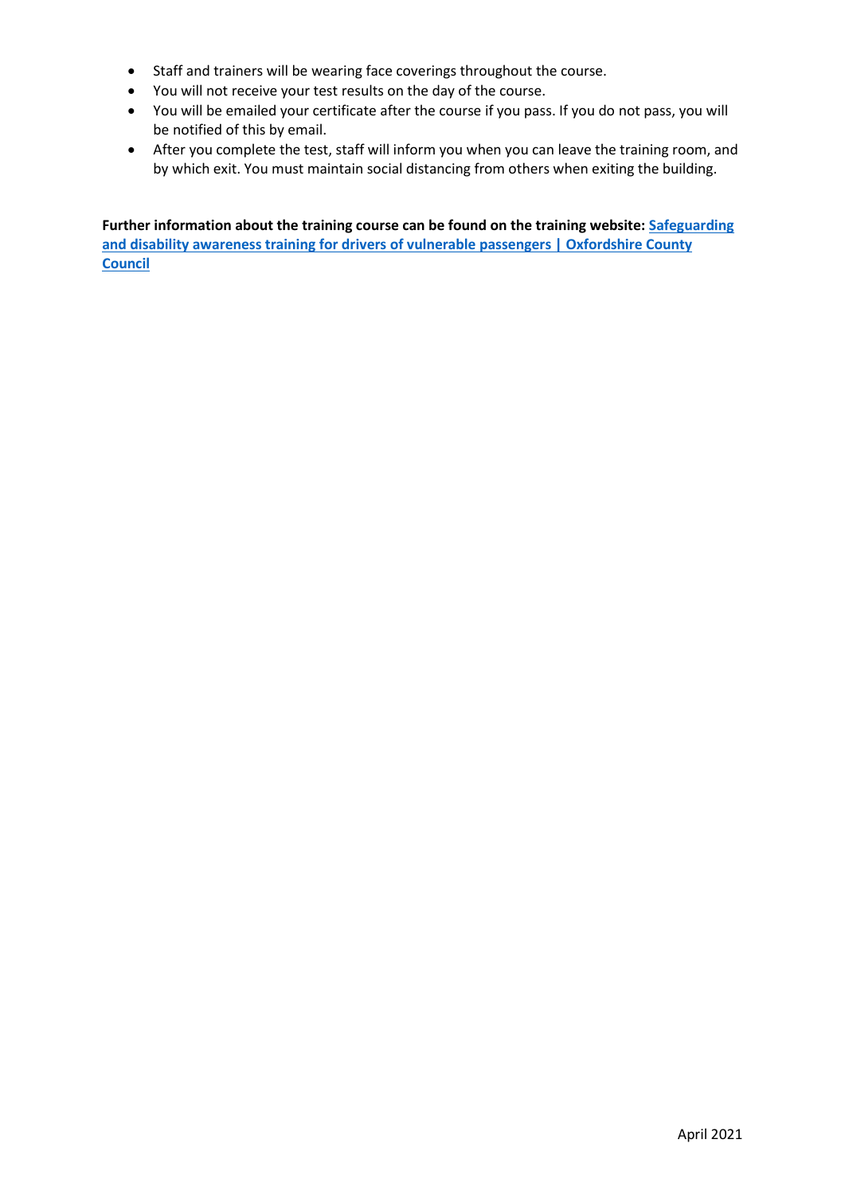- Staff and trainers will be wearing face coverings throughout the course.
- You will not receive your test results on the day of the course.
- You will be emailed your certificate after the course if you pass. If you do not pass, you will be notified of this by email.
- After you complete the test, staff will inform you when you can leave the training room, and by which exit. You must maintain social distancing from others when exiting the building.

**Further information about the training course can be found on the training website: Safeguarding and disability awareness training for drivers of vulnerable passengers | Oxfordshire County Council**

April 2021